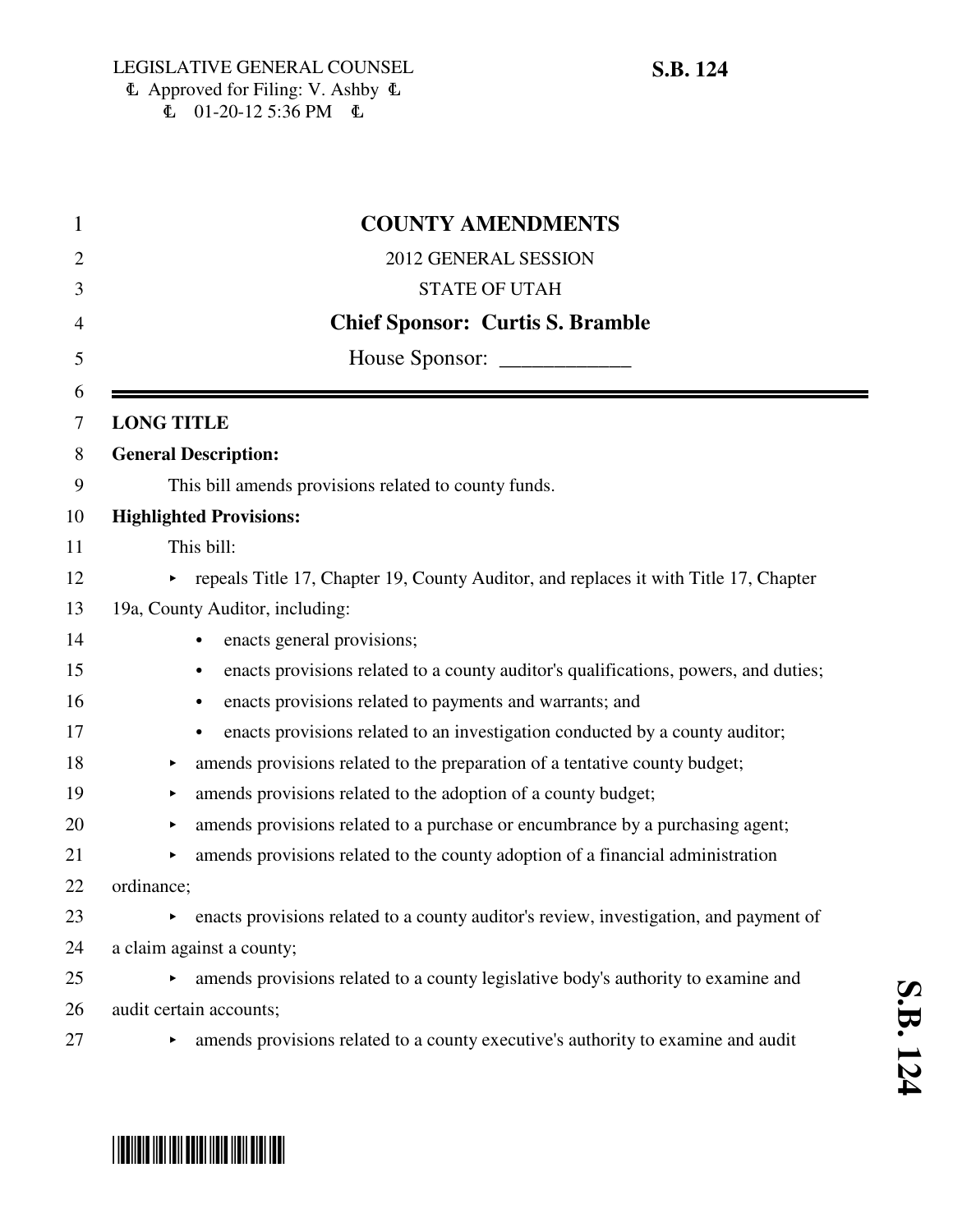LEGISLATIVE GENERAL COUNSEL
Ꞩ Approved for Filing: V. Ashby Ꞩ
Ꞩ 01-20-12 5:36 PM Ꞩ

**S.B. 124**

# COUNTY AMENDMENTS

2012 GENERAL SESSION

STATE OF UTAH

**Chief Sponsor: Curtis S. Bramble**

House Sponsor: ____________

---

**LONG TITLE**

**General Description:**

This bill amends provisions related to county funds.

**Highlighted Provisions:**

This bill:

- repeals Title 17, Chapter 19, County Auditor, and replaces it with Title 17, Chapter 19a, County Auditor, including:
  - enacts general provisions;
  - enacts provisions related to a county auditor's qualifications, powers, and duties;
  - enacts provisions related to payments and warrants; and
  - enacts provisions related to an investigation conducted by a county auditor;
- amends provisions related to the preparation of a tentative county budget;
- amends provisions related to the adoption of a county budget;
- amends provisions related to a purchase or encumbrance by a purchasing agent;
- amends provisions related to the county adoption of a financial administration ordinance;
- enacts provisions related to a county auditor's review, investigation, and payment of a claim against a county;
- amends provisions related to a county legislative body's authority to examine and audit certain accounts;
- amends provisions related to a county executive's authority to examine and audit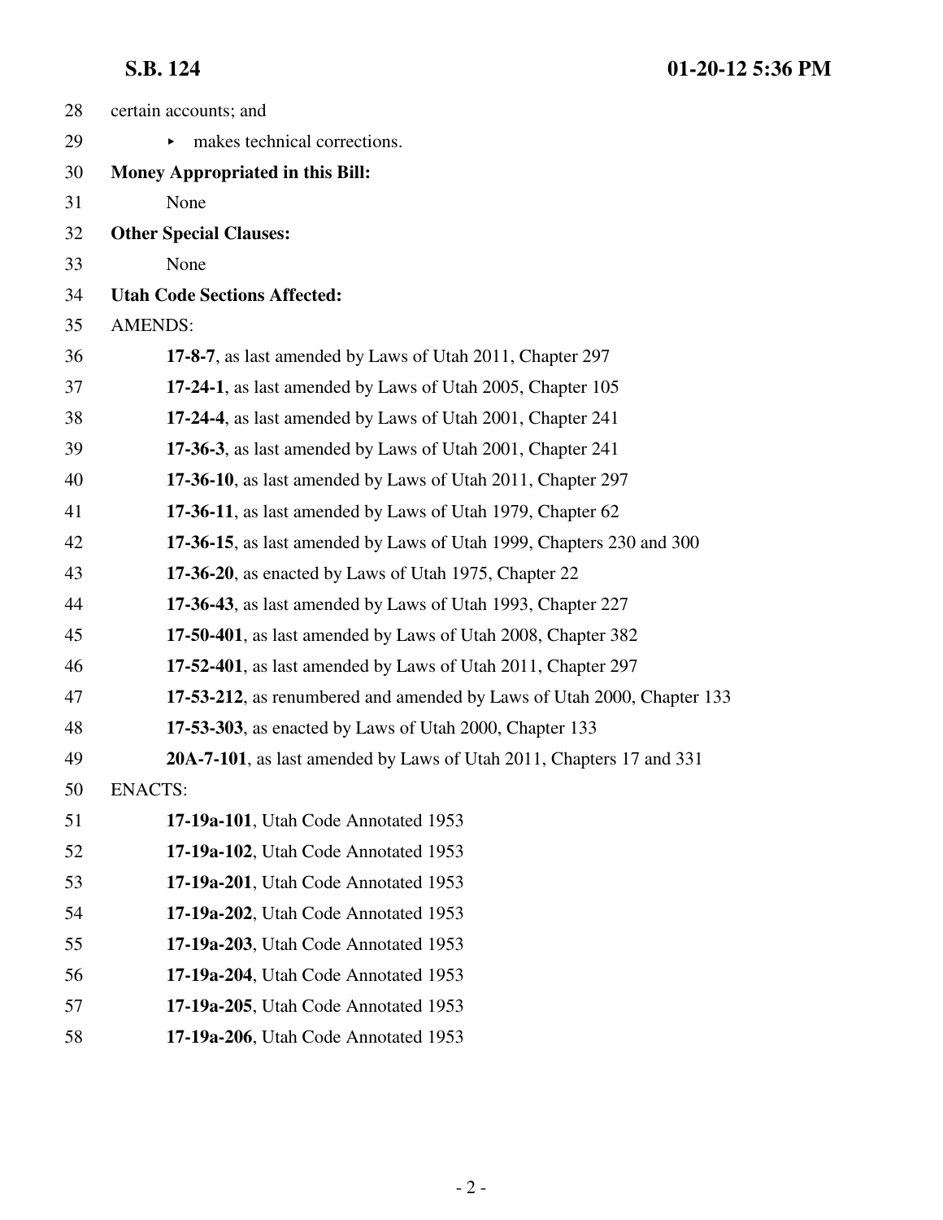certain accounts; and

- makes technical corrections.

**Money Appropriated in this Bill:**

None

**Other Special Clauses:**

None

**Utah Code Sections Affected:**

AMENDS:

**17-8-7**, as last amended by Laws of Utah 2011, Chapter 297

**17-24-1**, as last amended by Laws of Utah 2005, Chapter 105

**17-24-4**, as last amended by Laws of Utah 2001, Chapter 241

**17-36-3**, as last amended by Laws of Utah 2001, Chapter 241

**17-36-10**, as last amended by Laws of Utah 2011, Chapter 297

**17-36-11**, as last amended by Laws of Utah 1979, Chapter 62

**17-36-15**, as last amended by Laws of Utah 1999, Chapters 230 and 300

**17-36-20**, as enacted by Laws of Utah 1975, Chapter 22

**17-36-43**, as last amended by Laws of Utah 1993, Chapter 227

**17-50-401**, as last amended by Laws of Utah 2008, Chapter 382

**17-52-401**, as last amended by Laws of Utah 2011, Chapter 297

**17-53-212**, as renumbered and amended by Laws of Utah 2000, Chapter 133

**17-53-303**, as enacted by Laws of Utah 2000, Chapter 133

**20A-7-101**, as last amended by Laws of Utah 2011, Chapters 17 and 331

ENACTS:

**17-19a-101**, Utah Code Annotated 1953

**17-19a-102**, Utah Code Annotated 1953

**17-19a-201**, Utah Code Annotated 1953

**17-19a-202**, Utah Code Annotated 1953

**17-19a-203**, Utah Code Annotated 1953

**17-19a-204**, Utah Code Annotated 1953

**17-19a-205**, Utah Code Annotated 1953

**17-19a-206**, Utah Code Annotated 1953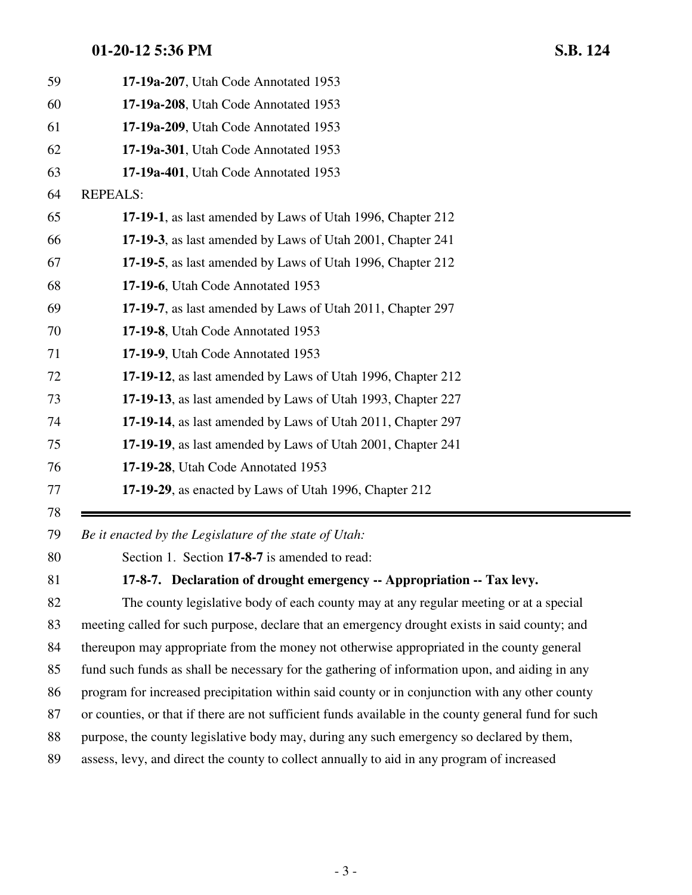**17-19a-207**, Utah Code Annotated 1953

**17-19a-208**, Utah Code Annotated 1953

**17-19a-209**, Utah Code Annotated 1953

**17-19a-301**, Utah Code Annotated 1953

**17-19a-401**, Utah Code Annotated 1953

REPEALS:

**17-19-1**, as last amended by Laws of Utah 1996, Chapter 212

**17-19-3**, as last amended by Laws of Utah 2001, Chapter 241

**17-19-5**, as last amended by Laws of Utah 1996, Chapter 212

**17-19-6**, Utah Code Annotated 1953

**17-19-7**, as last amended by Laws of Utah 2011, Chapter 297

**17-19-8**, Utah Code Annotated 1953

**17-19-9**, Utah Code Annotated 1953

**17-19-12**, as last amended by Laws of Utah 1996, Chapter 212

**17-19-13**, as last amended by Laws of Utah 1993, Chapter 227

**17-19-14**, as last amended by Laws of Utah 2011, Chapter 297

**17-19-19**, as last amended by Laws of Utah 2001, Chapter 241

**17-19-28**, Utah Code Annotated 1953

**17-19-29**, as enacted by Laws of Utah 1996, Chapter 212

---

*Be it enacted by the Legislature of the state of Utah:*

Section 1. Section **17-8-7** is amended to read:

**17-8-7. Declaration of drought emergency -- Appropriation -- Tax levy.**

The county legislative body of each county may at any regular meeting or at a special meeting called for such purpose, declare that an emergency drought exists in said county; and thereupon may appropriate from the money not otherwise appropriated in the county general fund such funds as shall be necessary for the gathering of information upon, and aiding in any program for increased precipitation within said county or in conjunction with any other county or counties, or that if there are not sufficient funds available in the county general fund for such purpose, the county legislative body may, during any such emergency so declared by them, assess, levy, and direct the county to collect annually to aid in any program of increased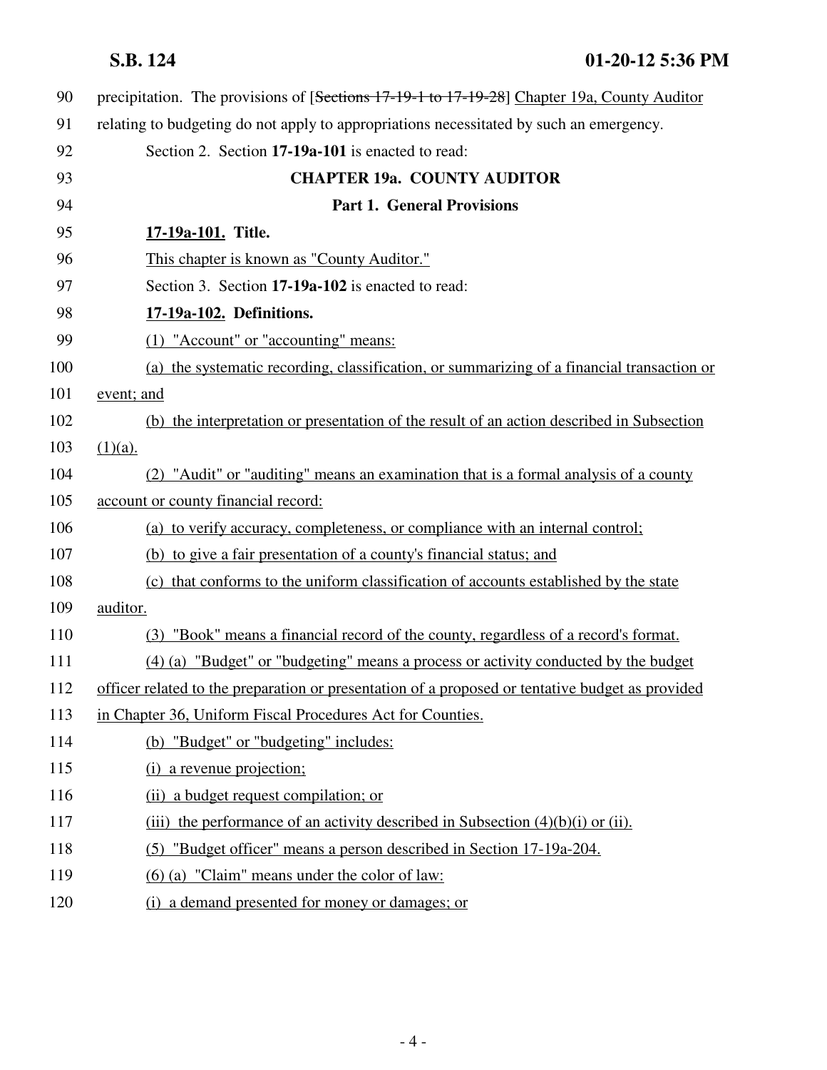precipitation. The provisions of [~~Sections 17-19-1 to 17-19-28~~] Chapter 19a, County Auditor relating to budgeting do not apply to appropriations necessitated by such an emergency.

Section 2. Section **17-19a-101** is enacted to read:

**CHAPTER 19a. COUNTY AUDITOR**

**Part 1. General Provisions**

**17-19a-101. Title.**

This chapter is known as "County Auditor."

Section 3. Section **17-19a-102** is enacted to read:

**17-19a-102. Definitions.**

(1) "Account" or "accounting" means:

(a) the systematic recording, classification, or summarizing of a financial transaction or event; and

(b) the interpretation or presentation of the result of an action described in Subsection (1)(a).

(2) "Audit" or "auditing" means an examination that is a formal analysis of a county account or county financial record:

(a) to verify accuracy, completeness, or compliance with an internal control;

(b) to give a fair presentation of a county's financial status; and

(c) that conforms to the uniform classification of accounts established by the state auditor.

(3) "Book" means a financial record of the county, regardless of a record's format.

(4) (a) "Budget" or "budgeting" means a process or activity conducted by the budget officer related to the preparation or presentation of a proposed or tentative budget as provided in Chapter 36, Uniform Fiscal Procedures Act for Counties.

(b) "Budget" or "budgeting" includes:

(i) a revenue projection;

(ii) a budget request compilation; or

(iii) the performance of an activity described in Subsection (4)(b)(i) or (ii).

(5) "Budget officer" means a person described in Section 17-19a-204.

(6) (a) "Claim" means under the color of law:

(i) a demand presented for money or damages; or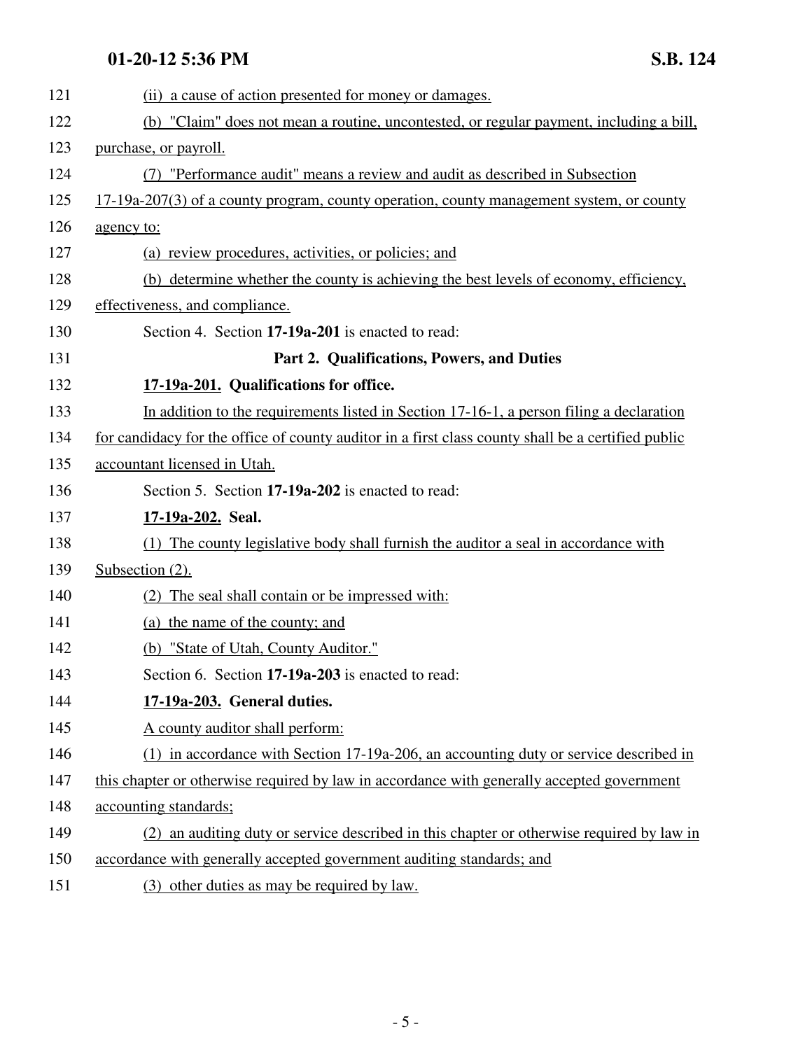(ii) a cause of action presented for money or damages.

(b) "Claim" does not mean a routine, uncontested, or regular payment, including a bill, purchase, or payroll.

(7) "Performance audit" means a review and audit as described in Subsection 17-19a-207(3) of a county program, county operation, county management system, or county agency to:

(a) review procedures, activities, or policies; and

(b) determine whether the county is achieving the best levels of economy, efficiency, effectiveness, and compliance.

Section 4. Section **17-19a-201** is enacted to read:

## Part 2. Qualifications, Powers, and Duties

**17-19a-201. Qualifications for office.**

In addition to the requirements listed in Section 17-16-1, a person filing a declaration for candidacy for the office of county auditor in a first class county shall be a certified public accountant licensed in Utah.

Section 5. Section **17-19a-202** is enacted to read:

**17-19a-202. Seal.**

(1) The county legislative body shall furnish the auditor a seal in accordance with Subsection (2).

(2) The seal shall contain or be impressed with:

(a) the name of the county; and

(b) "State of Utah, County Auditor."

Section 6. Section **17-19a-203** is enacted to read:

**17-19a-203. General duties.**

A county auditor shall perform:

(1) in accordance with Section 17-19a-206, an accounting duty or service described in this chapter or otherwise required by law in accordance with generally accepted government accounting standards;

(2) an auditing duty or service described in this chapter or otherwise required by law in accordance with generally accepted government auditing standards; and

(3) other duties as may be required by law.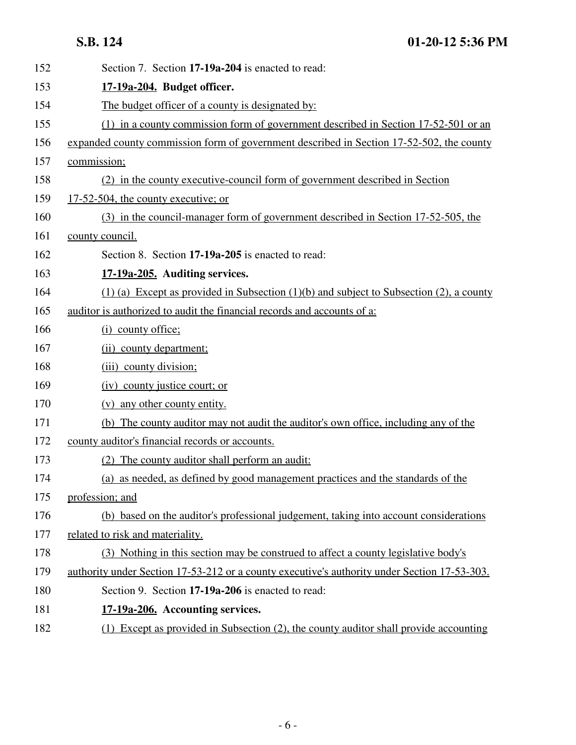Section 7. Section **17-19a-204** is enacted to read:

**17-19a-204. Budget officer.**

The budget officer of a county is designated by:

(1) in a county commission form of government described in Section 17-52-501 or an expanded county commission form of government described in Section 17-52-502, the county commission;

(2) in the county executive-council form of government described in Section 17-52-504, the county executive; or

(3) in the council-manager form of government described in Section 17-52-505, the county council.

Section 8. Section **17-19a-205** is enacted to read:

**17-19a-205. Auditing services.**

(1) (a) Except as provided in Subsection (1)(b) and subject to Subsection (2), a county auditor is authorized to audit the financial records and accounts of a:

(i) county office;

(ii) county department;

(iii) county division;

(iv) county justice court; or

(v) any other county entity.

(b) The county auditor may not audit the auditor's own office, including any of the county auditor's financial records or accounts.

(2) The county auditor shall perform an audit:

(a) as needed, as defined by good management practices and the standards of the profession; and

(b) based on the auditor's professional judgement, taking into account considerations related to risk and materiality.

(3) Nothing in this section may be construed to affect a county legislative body's authority under Section 17-53-212 or a county executive's authority under Section 17-53-303.

Section 9. Section **17-19a-206** is enacted to read:

**17-19a-206. Accounting services.**

(1) Except as provided in Subsection (2), the county auditor shall provide accounting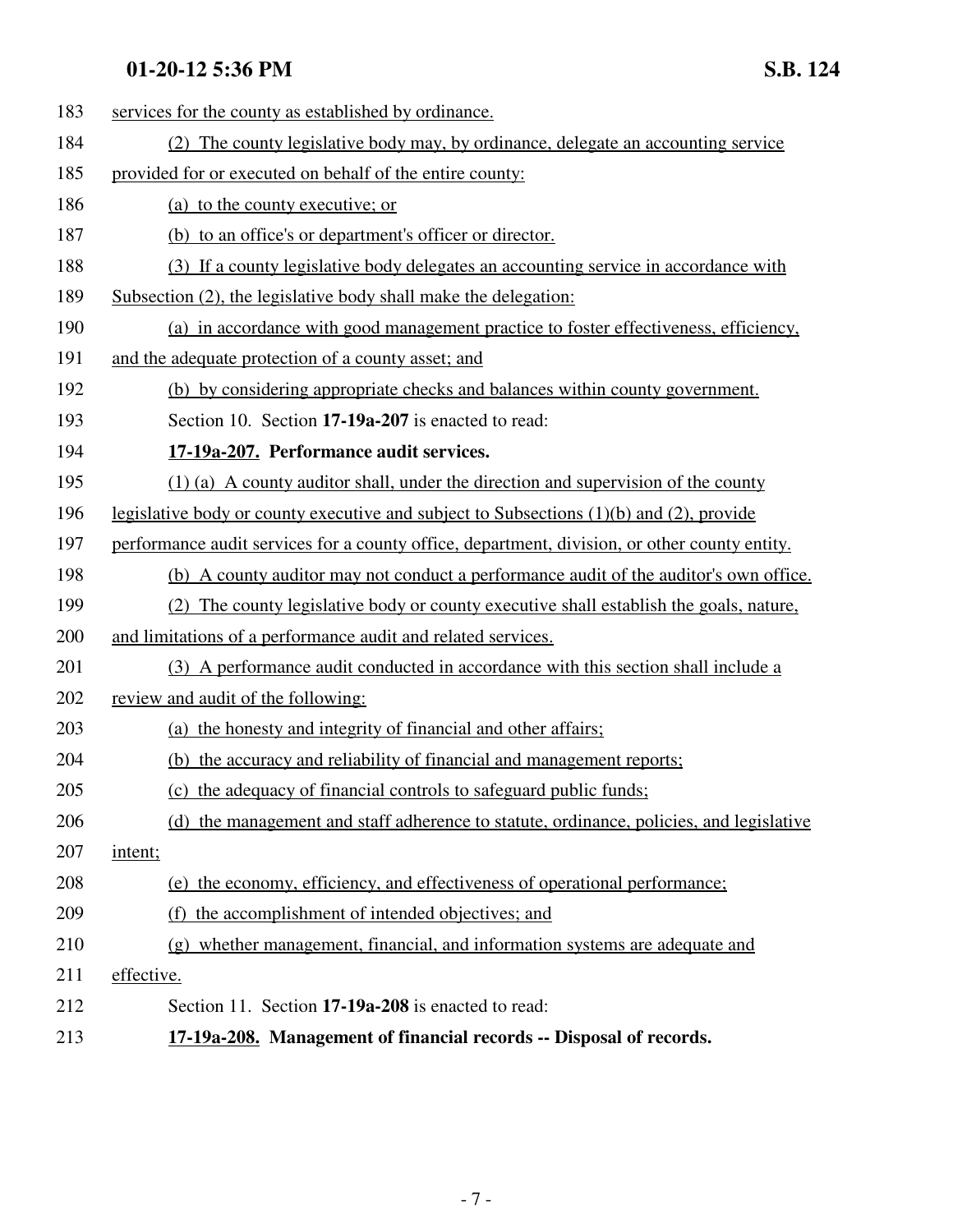services for the county as established by ordinance.

(2) The county legislative body may, by ordinance, delegate an accounting service provided for or executed on behalf of the entire county:

(a) to the county executive; or

(b) to an office's or department's officer or director.

(3) If a county legislative body delegates an accounting service in accordance with Subsection (2), the legislative body shall make the delegation:

(a) in accordance with good management practice to foster effectiveness, efficiency, and the adequate protection of a county asset; and

(b) by considering appropriate checks and balances within county government.

Section 10. Section **17-19a-207** is enacted to read:

**17-19a-207. Performance audit services.**

(1) (a) A county auditor shall, under the direction and supervision of the county legislative body or county executive and subject to Subsections (1)(b) and (2), provide performance audit services for a county office, department, division, or other county entity.

(b) A county auditor may not conduct a performance audit of the auditor's own office.

(2) The county legislative body or county executive shall establish the goals, nature, and limitations of a performance audit and related services.

(3) A performance audit conducted in accordance with this section shall include a review and audit of the following:

(a) the honesty and integrity of financial and other affairs;

(b) the accuracy and reliability of financial and management reports;

(c) the adequacy of financial controls to safeguard public funds;

(d) the management and staff adherence to statute, ordinance, policies, and legislative intent;

(e) the economy, efficiency, and effectiveness of operational performance;

(f) the accomplishment of intended objectives; and

(g) whether management, financial, and information systems are adequate and effective.

Section 11. Section **17-19a-208** is enacted to read:

**17-19a-208. Management of financial records -- Disposal of records.**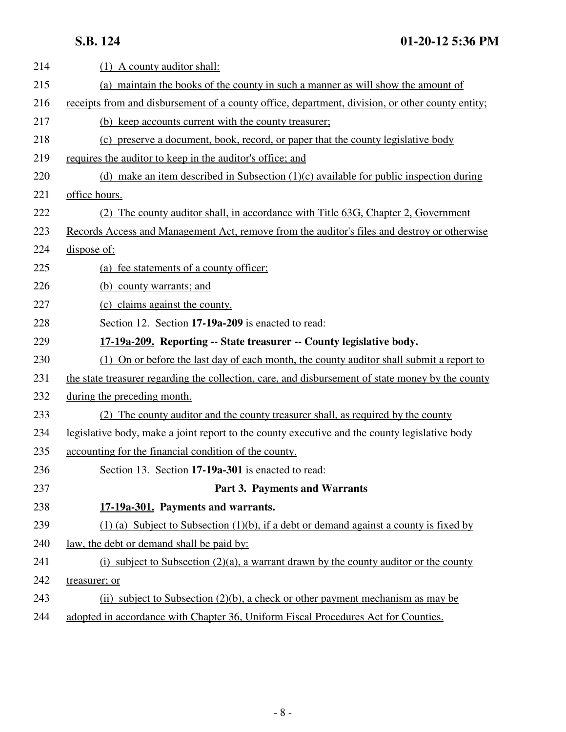(1) A county auditor shall:

(a) maintain the books of the county in such a manner as will show the amount of receipts from and disbursement of a county office, department, division, or other county entity;

(b) keep accounts current with the county treasurer;

(c) preserve a document, book, record, or paper that the county legislative body requires the auditor to keep in the auditor's office; and

(d) make an item described in Subsection (1)(c) available for public inspection during office hours.

(2) The county auditor shall, in accordance with Title 63G, Chapter 2, Government Records Access and Management Act, remove from the auditor's files and destroy or otherwise dispose of:

(a) fee statements of a county officer;

(b) county warrants; and

(c) claims against the county.

Section 12. Section **17-19a-209** is enacted to read:

**17-19a-209. Reporting -- State treasurer -- County legislative body.**

(1) On or before the last day of each month, the county auditor shall submit a report to the state treasurer regarding the collection, care, and disbursement of state money by the county during the preceding month.

(2) The county auditor and the county treasurer shall, as required by the county legislative body, make a joint report to the county executive and the county legislative body accounting for the financial condition of the county.

Section 13. Section **17-19a-301** is enacted to read:

**Part 3. Payments and Warrants**

**17-19a-301. Payments and warrants.**

(1) (a) Subject to Subsection (1)(b), if a debt or demand against a county is fixed by law, the debt or demand shall be paid by:

(i) subject to Subsection (2)(a), a warrant drawn by the county auditor or the county treasurer; or

(ii) subject to Subsection (2)(b), a check or other payment mechanism as may be adopted in accordance with Chapter 36, Uniform Fiscal Procedures Act for Counties.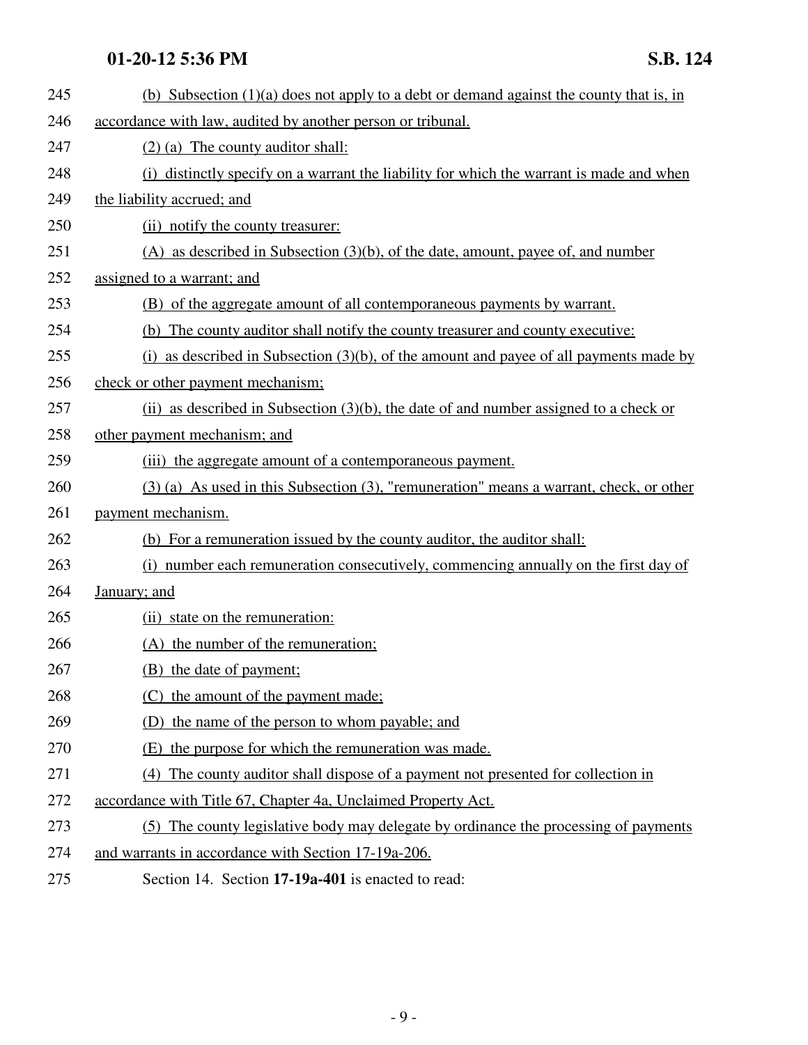245 (b) Subsection (1)(a) does not apply to a debt or demand against the county that is, in
246 accordance with law, audited by another person or tribunal.
247 (2) (a) The county auditor shall:
248 (i) distinctly specify on a warrant the liability for which the warrant is made and when
249 the liability accrued; and
250 (ii) notify the county treasurer:
251 (A) as described in Subsection (3)(b), of the date, amount, payee of, and number
252 assigned to a warrant; and
253 (B) of the aggregate amount of all contemporaneous payments by warrant.
254 (b) The county auditor shall notify the county treasurer and county executive:
255 (i) as described in Subsection (3)(b), of the amount and payee of all payments made by
256 check or other payment mechanism;
257 (ii) as described in Subsection (3)(b), the date of and number assigned to a check or
258 other payment mechanism; and
259 (iii) the aggregate amount of a contemporaneous payment.
260 (3) (a) As used in this Subsection (3), "remuneration" means a warrant, check, or other
261 payment mechanism.
262 (b) For a remuneration issued by the county auditor, the auditor shall:
263 (i) number each remuneration consecutively, commencing annually on the first day of
264 January; and
265 (ii) state on the remuneration:
266 (A) the number of the remuneration;
267 (B) the date of payment;
268 (C) the amount of the payment made;
269 (D) the name of the person to whom payable; and
270 (E) the purpose for which the remuneration was made.
271 (4) The county auditor shall dispose of a payment not presented for collection in
272 accordance with Title 67, Chapter 4a, Unclaimed Property Act.
273 (5) The county legislative body may delegate by ordinance the processing of payments
274 and warrants in accordance with Section 17-19a-206.
275 Section 14. Section **17-19a-401** is enacted to read: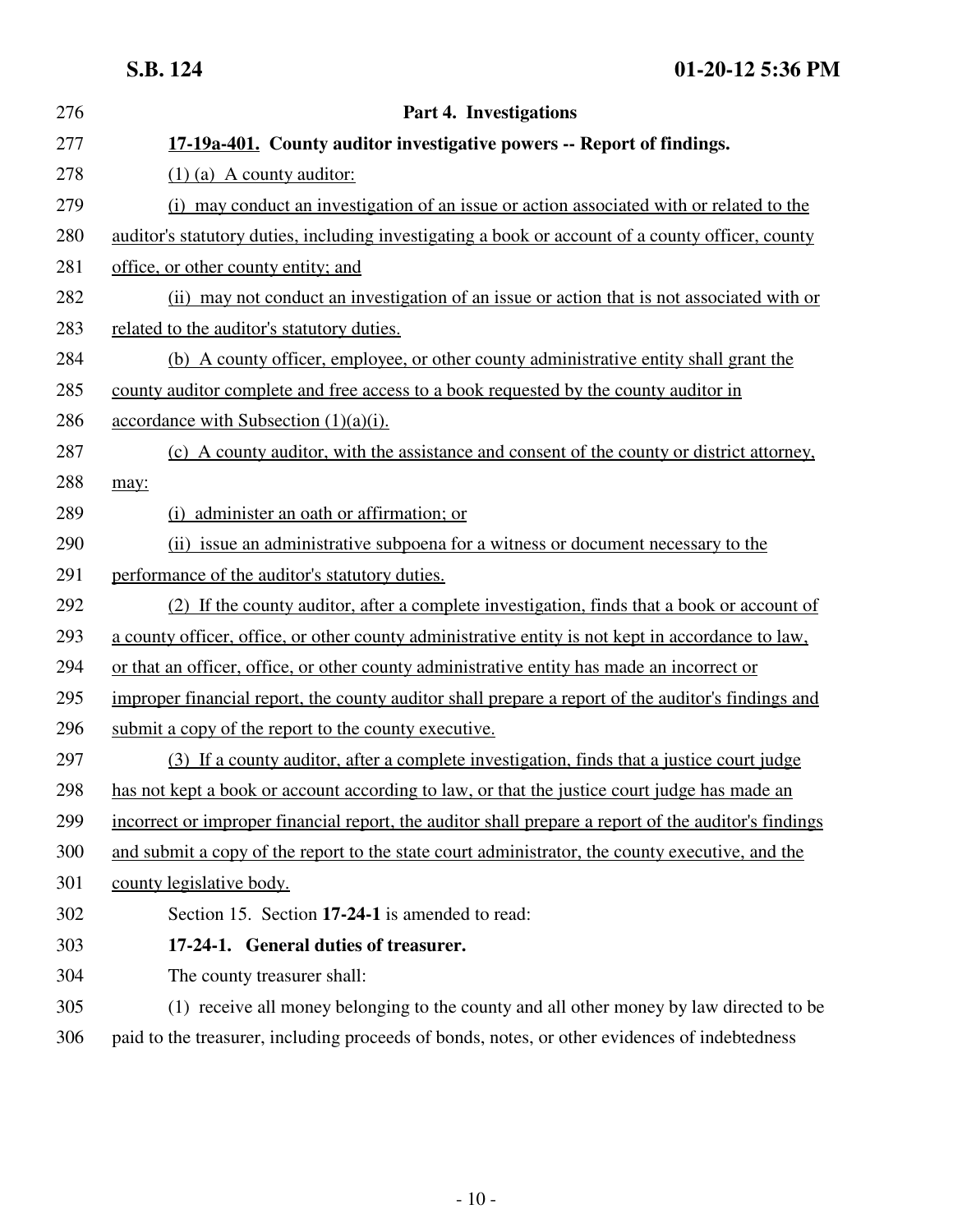**Part 4. Investigations**

**17-19a-401. County auditor investigative powers -- Report of findings.**

(1) (a) A county auditor:

(i) may conduct an investigation of an issue or action associated with or related to the auditor's statutory duties, including investigating a book or account of a county officer, county office, or other county entity; and

(ii) may not conduct an investigation of an issue or action that is not associated with or related to the auditor's statutory duties.

(b) A county officer, employee, or other county administrative entity shall grant the county auditor complete and free access to a book requested by the county auditor in accordance with Subsection (1)(a)(i).

(c) A county auditor, with the assistance and consent of the county or district attorney, may:

(i) administer an oath or affirmation; or

(ii) issue an administrative subpoena for a witness or document necessary to the performance of the auditor's statutory duties.

(2) If the county auditor, after a complete investigation, finds that a book or account of a county officer, office, or other county administrative entity is not kept in accordance with law, or that an officer, office, or other county administrative entity has made an incorrect or improper financial report, the county auditor shall prepare a report of the auditor's findings and submit a copy of the report to the county executive.

(3) If a county auditor, after a complete investigation, finds that a justice court judge has not kept a book or account according to law, or that the justice court judge has made an incorrect or improper financial report, the auditor shall prepare a report of the auditor's findings and submit a copy of the report to the state court administrator, the county executive, and the county legislative body.

Section 15. Section **17-24-1** is amended to read:

**17-24-1. General duties of treasurer.**

The county treasurer shall:

(1) receive all money belonging to the county and all other money by law directed to be paid to the treasurer, including proceeds of bonds, notes, or other evidences of indebtedness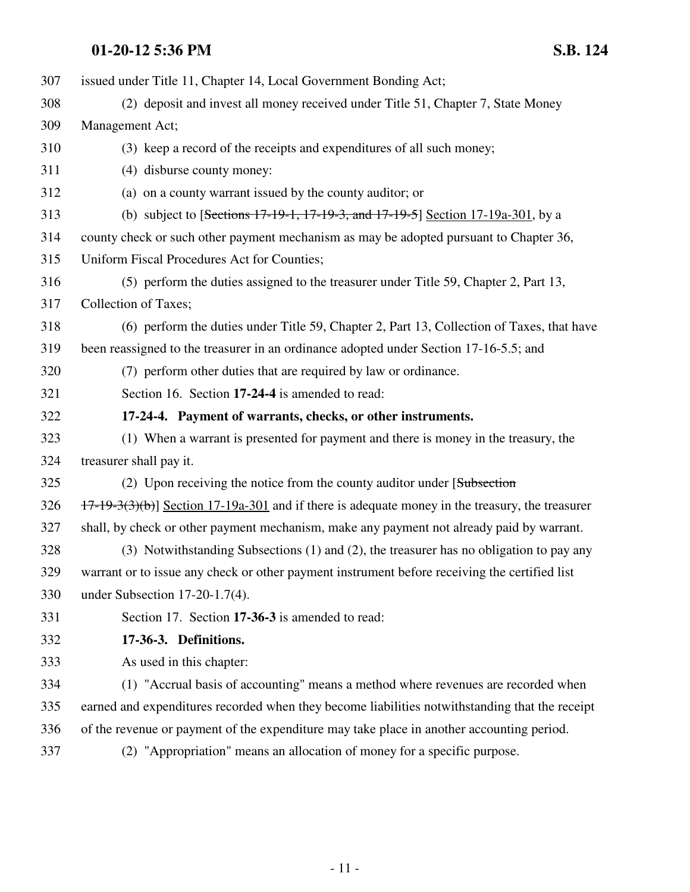issued under Title 11, Chapter 14, Local Government Bonding Act;

(2) deposit and invest all money received under Title 51, Chapter 7, State Money Management Act;

(3) keep a record of the receipts and expenditures of all such money;

(4) disburse county money:

(a) on a county warrant issued by the county auditor; or

(b) subject to [~~Sections 17-19-1, 17-19-3, and 17-19-5~~] Section 17-19a-301, by a county check or such other payment mechanism as may be adopted pursuant to Chapter 36, Uniform Fiscal Procedures Act for Counties;

(5) perform the duties assigned to the treasurer under Title 59, Chapter 2, Part 13, Collection of Taxes;

(6) perform the duties under Title 59, Chapter 2, Part 13, Collection of Taxes, that have been reassigned to the treasurer in an ordinance adopted under Section 17-16-5.5; and

(7) perform other duties that are required by law or ordinance.

Section 16. Section **17-24-4** is amended to read:

**17-24-4. Payment of warrants, checks, or other instruments.**

(1) When a warrant is presented for payment and there is money in the treasury, the treasurer shall pay it.

(2) Upon receiving the notice from the county auditor under [~~Subsection 17-19-3(3)(b)~~] Section 17-19a-301 and if there is adequate money in the treasury, the treasurer shall, by check or other payment mechanism, make any payment not already paid by warrant.

(3) Notwithstanding Subsections (1) and (2), the treasurer has no obligation to pay any warrant or to issue any check or other payment instrument before receiving the certified list under Subsection 17-20-1.7(4).

Section 17. Section **17-36-3** is amended to read:

**17-36-3. Definitions.**

As used in this chapter:

(1) "Accrual basis of accounting" means a method where revenues are recorded when earned and expenditures recorded when they become liabilities notwithstanding that the receipt of the revenue or payment of the expenditure may take place in another accounting period.

(2) "Appropriation" means an allocation of money for a specific purpose.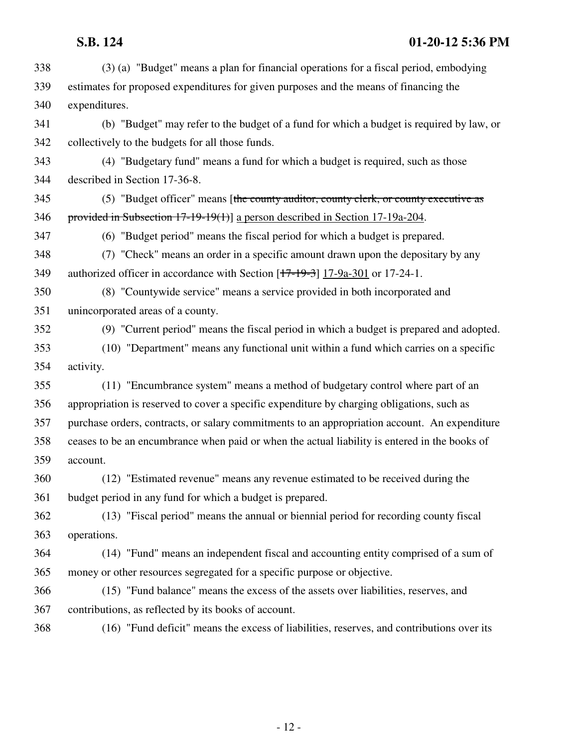(3) (a) "Budget" means a plan for financial operations for a fiscal period, embodying estimates for proposed expenditures for given purposes and the means of financing the expenditures.

(b) "Budget" may refer to the budget of a fund for which a budget is required by law, or collectively to the budgets for all those funds.

(4) "Budgetary fund" means a fund for which a budget is required, such as those described in Section 17-36-8.

(5) "Budget officer" means [~~the county auditor, county clerk, or county executive as provided in Subsection 17-19-19(1)~~] a person described in Section 17-19a-204.

(6) "Budget period" means the fiscal period for which a budget is prepared.

(7) "Check" means an order in a specific amount drawn upon the depositary by any authorized officer in accordance with Section [~~17-19-3~~] 17-9a-301 or 17-24-1.

(8) "Countywide service" means a service provided in both incorporated and unincorporated areas of a county.

(9) "Current period" means the fiscal period in which a budget is prepared and adopted.

(10) "Department" means any functional unit within a fund which carries on a specific activity.

(11) "Encumbrance system" means a method of budgetary control where part of an appropriation is reserved to cover a specific expenditure by charging obligations, such as purchase orders, contracts, or salary commitments to an appropriation account. An expenditure ceases to be an encumbrance when paid or when the actual liability is entered in the books of account.

(12) "Estimated revenue" means any revenue estimated to be received during the budget period in any fund for which a budget is prepared.

(13) "Fiscal period" means the annual or biennial period for recording county fiscal operations.

(14) "Fund" means an independent fiscal and accounting entity comprised of a sum of money or other resources segregated for a specific purpose or objective.

(15) "Fund balance" means the excess of the assets over liabilities, reserves, and contributions, as reflected by its books of account.

(16) "Fund deficit" means the excess of liabilities, reserves, and contributions over its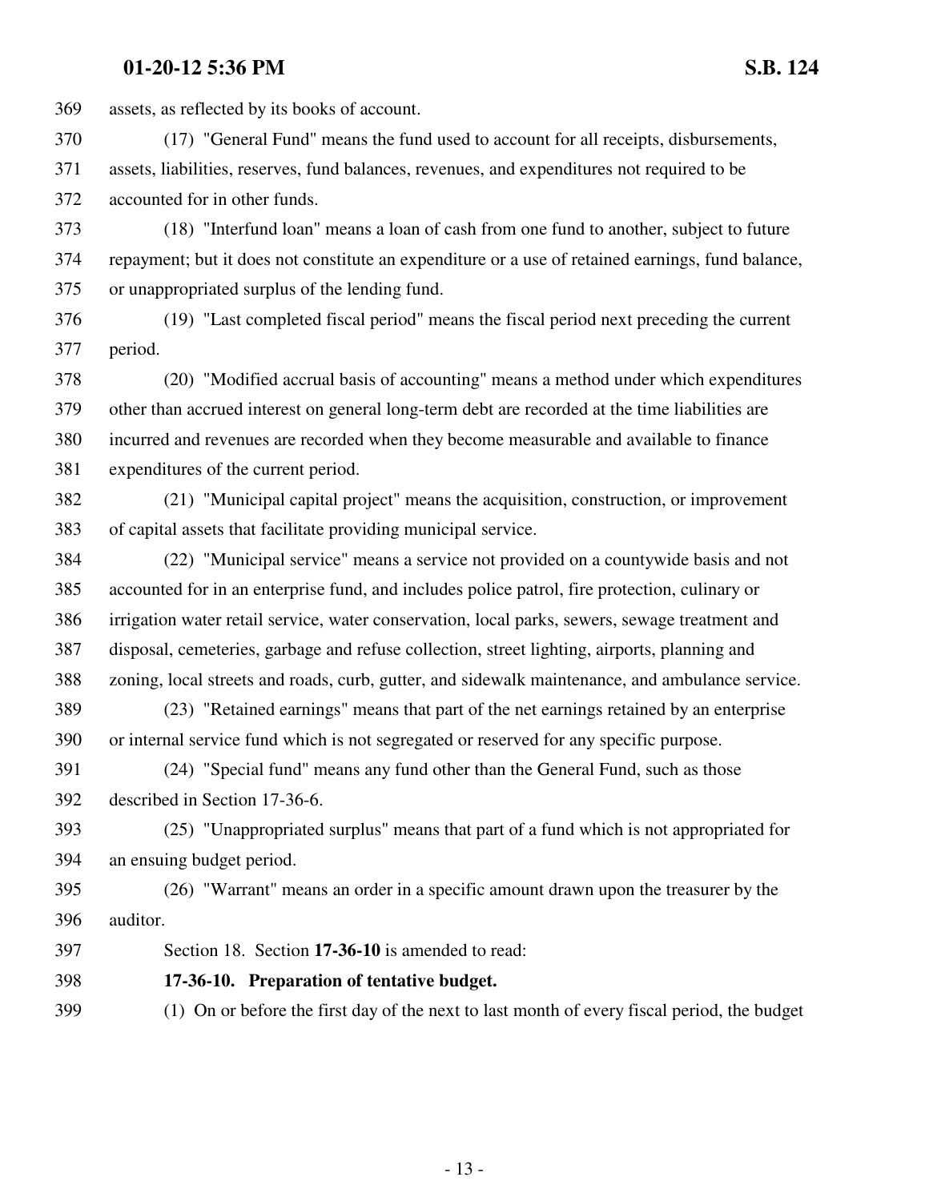assets, as reflected by its books of account.

(17) "General Fund" means the fund used to account for all receipts, disbursements, assets, liabilities, reserves, fund balances, revenues, and expenditures not required to be accounted for in other funds.

(18) "Interfund loan" means a loan of cash from one fund to another, subject to future repayment; but it does not constitute an expenditure or a use of retained earnings, fund balance, or unappropriated surplus of the lending fund.

(19) "Last completed fiscal period" means the fiscal period next preceding the current period.

(20) "Modified accrual basis of accounting" means a method under which expenditures other than accrued interest on general long-term debt are recorded at the time liabilities are incurred and revenues are recorded when they become measurable and available to finance expenditures of the current period.

(21) "Municipal capital project" means the acquisition, construction, or improvement of capital assets that facilitate providing municipal service.

(22) "Municipal service" means a service not provided on a countywide basis and not accounted for in an enterprise fund, and includes police patrol, fire protection, culinary or irrigation water retail service, water conservation, local parks, sewers, sewage treatment and disposal, cemeteries, garbage and refuse collection, street lighting, airports, planning and zoning, local streets and roads, curb, gutter, and sidewalk maintenance, and ambulance service.

(23) "Retained earnings" means that part of the net earnings retained by an enterprise or internal service fund which is not segregated or reserved for any specific purpose.

(24) "Special fund" means any fund other than the General Fund, such as those described in Section 17-36-6.

(25) "Unappropriated surplus" means that part of a fund which is not appropriated for an ensuing budget period.

(26) "Warrant" means an order in a specific amount drawn upon the treasurer by the auditor.

Section 18. Section **17-36-10** is amended to read:

**17-36-10. Preparation of tentative budget.**

(1) On or before the first day of the next to last month of every fiscal period, the budget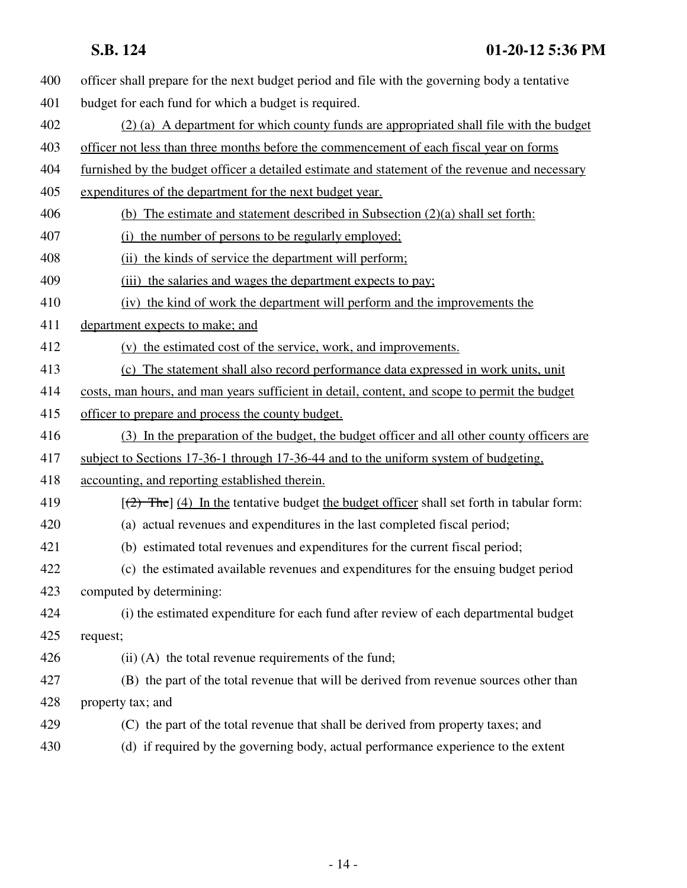400 officer shall prepare for the next budget period and file with the governing body a tentative

401 budget for each fund for which a budget is required.

402 (2) (a) A department for which county funds are appropriated shall file with the budget

403 officer not less than three months before the commencement of each fiscal year on forms

404 furnished by the budget officer a detailed estimate and statement of the revenue and necessary

405 expenditures of the department for the next budget year.

406 (b) The estimate and statement described in Subsection (2)(a) shall set forth:

407 (i) the number of persons to be regularly employed;

408 (ii) the kinds of service the department will perform;

409 (iii) the salaries and wages the department expects to pay;

410 (iv) the kind of work the department will perform and the improvements the

411 department expects to make; and

412 (v) the estimated cost of the service, work, and improvements.

413 (c) The statement shall also record performance data expressed in work units, unit

414 costs, man hours, and man years sufficient in detail, content, and scope to permit the budget

415 officer to prepare and process the county budget.

416 (3) In the preparation of the budget, the budget officer and all other county officers are

417 subject to Sections 17-36-1 through 17-36-44 and to the uniform system of budgeting,

418 accounting, and reporting established therein.

419 [~~(2) The~~] (4) In the tentative budget the budget officer shall set forth in tabular form:

420 (a) actual revenues and expenditures in the last completed fiscal period;

421 (b) estimated total revenues and expenditures for the current fiscal period;

422 (c) the estimated available revenues and expenditures for the ensuing budget period

423 computed by determining:

424 (i) the estimated expenditure for each fund after review of each departmental budget

425 request;

426 (ii) (A) the total revenue requirements of the fund;

427 (B) the part of the total revenue that will be derived from revenue sources other than

428 property tax; and

429 (C) the part of the total revenue that shall be derived from property taxes; and

430 (d) if required by the governing body, actual performance experience to the extent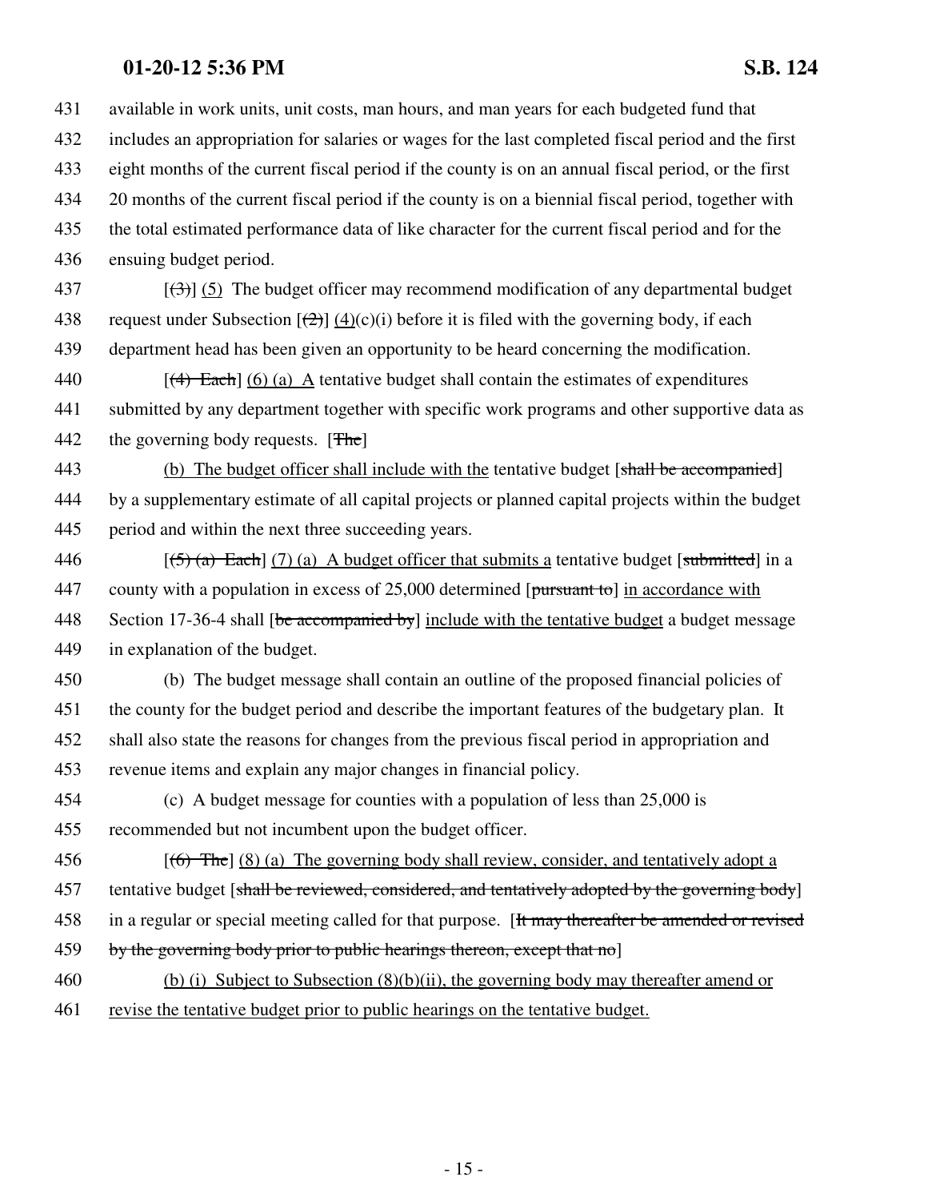431 available in work units, unit costs, man hours, and man years for each budgeted fund that
432 includes an appropriation for salaries or wages for the last completed fiscal period and the first
433 eight months of the current fiscal period if the county is on an annual fiscal period, or the first
434 20 months of the current fiscal period if the county is on a biennial fiscal period, together with
435 the total estimated performance data of like character for the current fiscal period and for the
436 ensuing budget period.

437 [~~(3)~~] <u>(5)</u> The budget officer may recommend modification of any departmental budget
438 request under Subsection [~~(2)~~] <u>(4)</u>(c)(i) before it is filed with the governing body, if each
439 department head has been given an opportunity to be heard concerning the modification.

440 [~~(4) Each~~] <u>(6) (a) A</u> tentative budget shall contain the estimates of expenditures
441 submitted by any department together with specific work programs and other supportive data as
442 the governing body requests. [~~The~~]

443 <u>(b) The budget officer shall include with the</u> tentative budget [~~shall be accompanied~~]
444 by a supplementary estimate of all capital projects or planned capital projects within the budget
445 period and within the next three succeeding years.

446 [~~(5) (a) Each~~] <u>(7) (a) A budget officer that submits a</u> tentative budget [~~submitted~~] in a
447 county with a population in excess of 25,000 determined [~~pursuant to~~] <u>in accordance with</u>
448 Section 17-36-4 shall [~~be accompanied by~~] <u>include with the tentative budget</u> a budget message
449 in explanation of the budget.

450 (b) The budget message shall contain an outline of the proposed financial policies of
451 the county for the budget period and describe the important features of the budgetary plan. It
452 shall also state the reasons for changes from the previous fiscal period in appropriation and
453 revenue items and explain any major changes in financial policy.

454 (c) A budget message for counties with a population of less than 25,000 is
455 recommended but not incumbent upon the budget officer.

456 [~~(6) The~~] <u>(8) (a) The governing body shall review, consider, and tentatively adopt a</u>
457 tentative budget [~~shall be reviewed, considered, and tentatively adopted by the governing body~~]
458 in a regular or special meeting called for that purpose. [~~It may thereafter be amended or revised~~
459 ~~by the governing body prior to public hearings thereon, except that no~~]

460 <u>(b) (i) Subject to Subsection (8)(b)(ii), the governing body may thereafter amend or</u>
461 <u>revise the tentative budget prior to public hearings on the tentative budget.</u>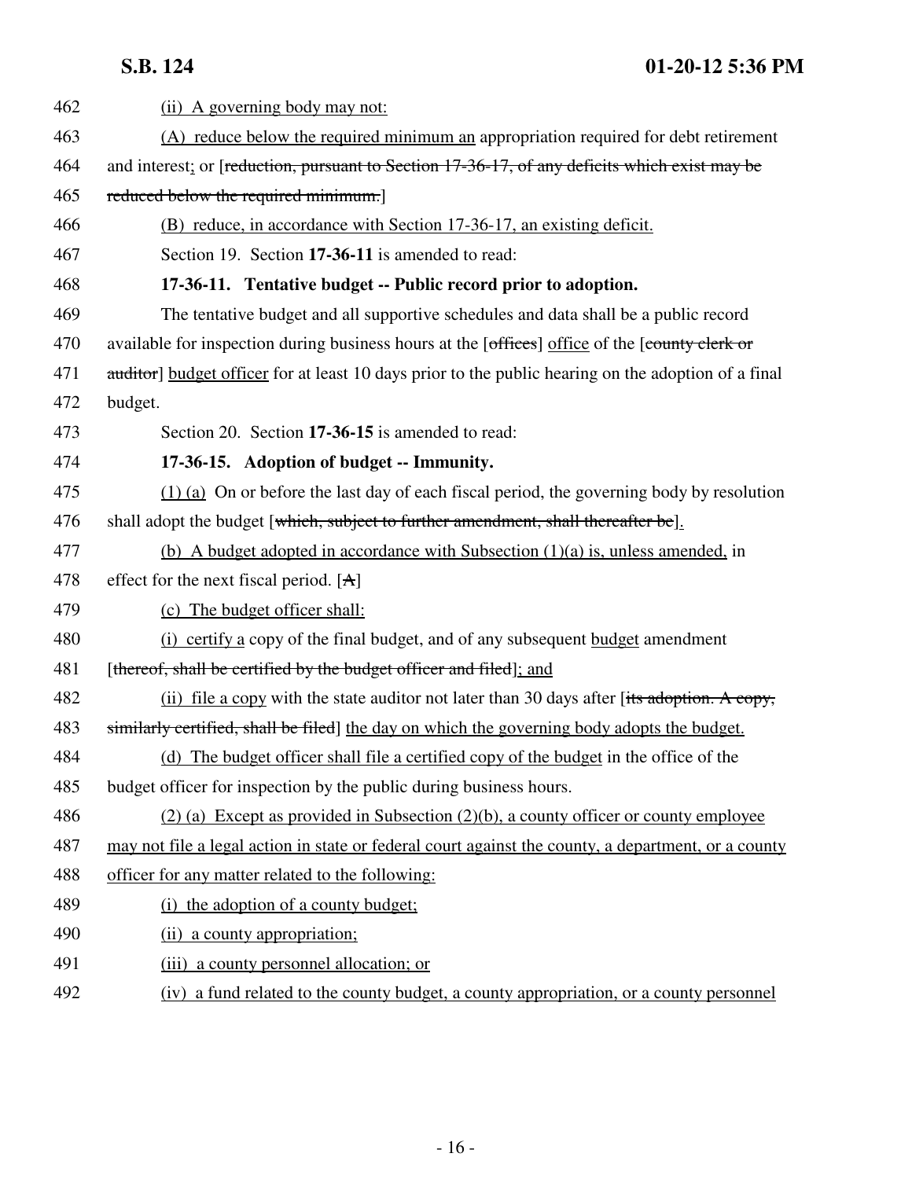462 (ii) A governing body may not:

463 (A) reduce below the required minimum an appropriation required for debt retirement

464 and interest; or [reduction, pursuant to Section 17-36-17, of any deficits which exist may be

465 reduced below the required minimum.]

466 (B) reduce, in accordance with Section 17-36-17, an existing deficit.

467 Section 19. Section **17-36-11** is amended to read:

468 **17-36-11. Tentative budget -- Public record prior to adoption.**

469 The tentative budget and all supportive schedules and data shall be a public record

470 available for inspection during business hours at the [offices] office of the [county clerk or

471 auditor] budget officer for at least 10 days prior to the public hearing on the adoption of a final

472 budget.

473 Section 20. Section **17-36-15** is amended to read:

474 **17-36-15. Adoption of budget -- Immunity.**

475 (1) (a) On or before the last day of each fiscal period, the governing body by resolution

476 shall adopt the budget [which, subject to further amendment, shall thereafter be].

477 (b) A budget adopted in accordance with Subsection (1)(a) is, unless amended, in

478 effect for the next fiscal period. [A]

479 (c) The budget officer shall:

480 (i) certify a copy of the final budget, and of any subsequent budget amendment

481 [thereof, shall be certified by the budget officer and filed]; and

482 (ii) file a copy with the state auditor not later than 30 days after [its adoption. A copy,

483 similarly certified, shall be filed] the day on which the governing body adopts the budget.

484 (d) The budget officer shall file a certified copy of the budget in the office of the

485 budget officer for inspection by the public during business hours.

486 (2) (a) Except as provided in Subsection (2)(b), a county officer or county employee

487 may not file a legal action in state or federal court against the county, a department, or a county

488 officer for any matter related to the following:

489 (i) the adoption of a county budget;

490 (ii) a county appropriation;

491 (iii) a county personnel allocation; or

492 (iv) a fund related to the county budget, a county appropriation, or a county personnel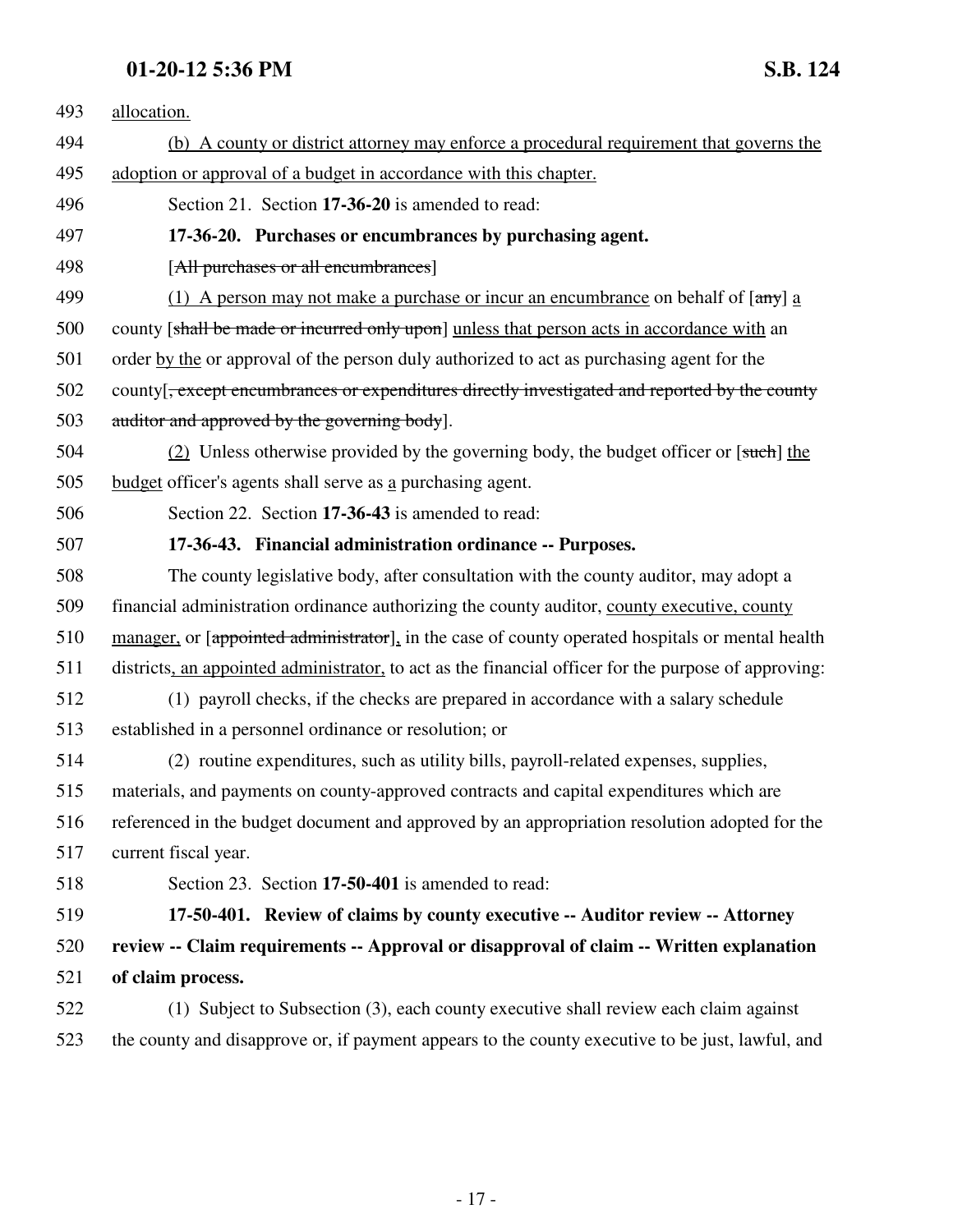493 allocation.

494 (b) A county or district attorney may enforce a procedural requirement that governs the
495 adoption or approval of a budget in accordance with this chapter.

496 Section 21. Section **17-36-20** is amended to read:

497 **17-36-20. Purchases or encumbrances by purchasing agent.**

498 [~~All purchases or all encumbrances~~]

499 (1) A person may not make a purchase or incur an encumbrance on behalf of [~~any~~] a
500 county [~~shall be made or incurred only upon~~] unless that person acts in accordance with an
501 order by the or approval of the person duly authorized to act as purchasing agent for the
502 county[~~, except encumbrances or expenditures directly investigated and reported by the county~~
503 ~~auditor and approved by the governing body~~].

504 (2) Unless otherwise provided by the governing body, the budget officer or [~~such~~] the
505 budget officer's agents shall serve as a purchasing agent.

506 Section 22. Section **17-36-43** is amended to read:

507 **17-36-43. Financial administration ordinance -- Purposes.**

508 The county legislative body, after consultation with the county auditor, may adopt a
509 financial administration ordinance authorizing the county auditor, county executive, county
510 manager, or [~~appointed administrator~~], in the case of county operated hospitals or mental health
511 districts, an appointed administrator, to act as the financial officer for the purpose of approving:

512 (1) payroll checks, if the checks are prepared in accordance with a salary schedule
513 established in a personnel ordinance or resolution; or

514 (2) routine expenditures, such as utility bills, payroll-related expenses, supplies,
515 materials, and payments on county-approved contracts and capital expenditures which are
516 referenced in the budget document and approved by an appropriation resolution adopted for the
517 current fiscal year.

518 Section 23. Section **17-50-401** is amended to read:

519 **17-50-401. Review of claims by county executive -- Auditor review -- Attorney**
520 **review -- Claim requirements -- Approval or disapproval of claim -- Written explanation**
521 **of claim process.**

522 (1) Subject to Subsection (3), each county executive shall review each claim against
523 the county and disapprove or, if payment appears to the county executive to be just, lawful, and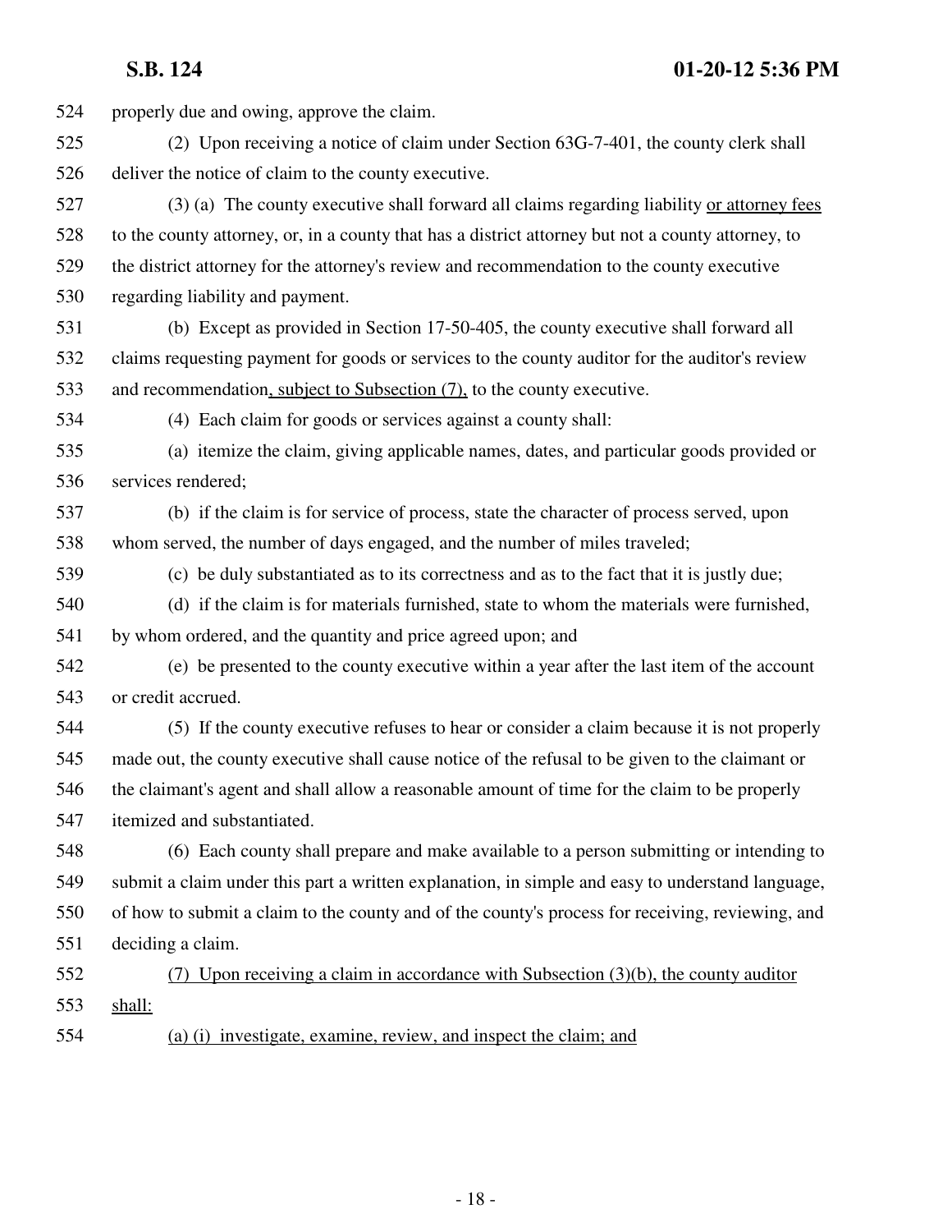524 properly due and owing, approve the claim.

525 (2) Upon receiving a notice of claim under Section 63G-7-401, the county clerk shall
526 deliver the notice of claim to the county executive.

527 (3) (a) The county executive shall forward all claims regarding liability <u>or attorney fees</u>
528 to the county attorney, or, in a county that has a district attorney but not a county attorney, to
529 the district attorney for the attorney's review and recommendation to the county executive
530 regarding liability and payment.

531 (b) Except as provided in Section 17-50-405, the county executive shall forward all
532 claims requesting payment for goods or services to the county auditor for the auditor's review
533 and recommendation<u>, subject to Subsection (7),</u> to the county executive.

534 (4) Each claim for goods or services against a county shall:

535 (a) itemize the claim, giving applicable names, dates, and particular goods provided or
536 services rendered;

537 (b) if the claim is for service of process, state the character of process served, upon
538 whom served, the number of days engaged, and the number of miles traveled;

539 (c) be duly substantiated as to its correctness and as to the fact that it is justly due;

540 (d) if the claim is for materials furnished, state to whom the materials were furnished,
541 by whom ordered, and the quantity and price agreed upon; and

542 (e) be presented to the county executive within a year after the last item of the account
543 or credit accrued.

544 (5) If the county executive refuses to hear or consider a claim because it is not properly
545 made out, the county executive shall cause notice of the refusal to be given to the claimant or
546 the claimant's agent and shall allow a reasonable amount of time for the claim to be properly
547 itemized and substantiated.

548 (6) Each county shall prepare and make available to a person submitting or intending to
549 submit a claim under this part a written explanation, in simple and easy to understand language,
550 of how to submit a claim to the county and of the county's process for receiving, reviewing, and
551 deciding a claim.

552 <u>(7) Upon receiving a claim in accordance with Subsection (3)(b), the county auditor</u>
553 <u>shall:</u>

554 <u>(a) (i) investigate, examine, review, and inspect the claim; and</u>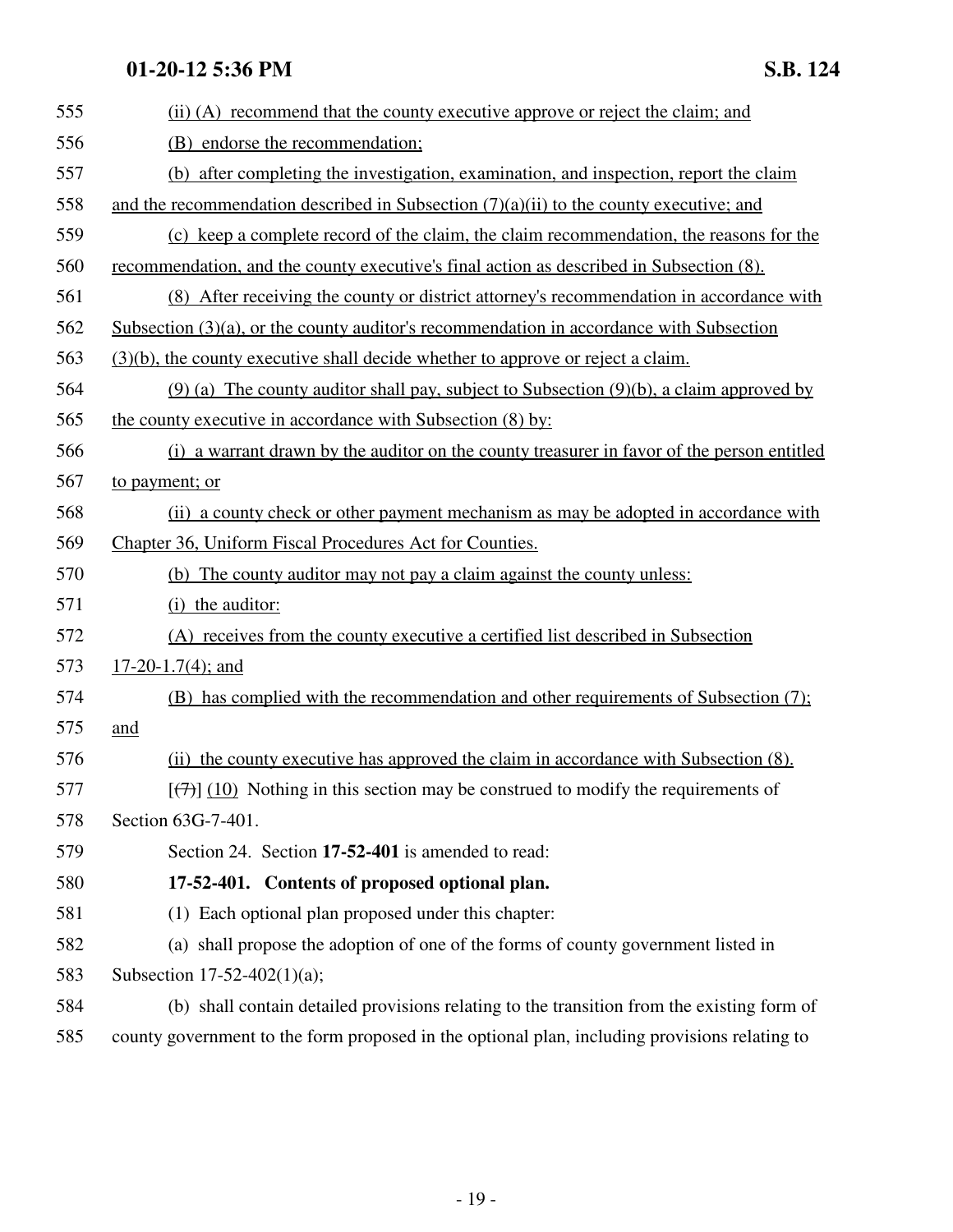(ii) (A) recommend that the county executive approve or reject the claim; and

(B) endorse the recommendation;

(b) after completing the investigation, examination, and inspection, report the claim and the recommendation described in Subsection (7)(a)(ii) to the county executive; and

(c) keep a complete record of the claim, the claim recommendation, the reasons for the recommendation, and the county executive's final action as described in Subsection (8).

(8) After receiving the county or district attorney's recommendation in accordance with Subsection (3)(a), or the county auditor's recommendation in accordance with Subsection (3)(b), the county executive shall decide whether to approve or reject a claim.

(9) (a) The county auditor shall pay, subject to Subsection (9)(b), a claim approved by the county executive in accordance with Subsection (8) by:

(i) a warrant drawn by the auditor on the county treasurer in favor of the person entitled to payment; or

(ii) a county check or other payment mechanism as may be adopted in accordance with Chapter 36, Uniform Fiscal Procedures Act for Counties.

(b) The county auditor may not pay a claim against the county unless:

(i) the auditor:

(A) receives from the county executive a certified list described in Subsection 17-20-1.7(4); and

(B) has complied with the recommendation and other requirements of Subsection (7); and

(ii) the county executive has approved the claim in accordance with Subsection (8).

[~~(7)~~] (10) Nothing in this section may be construed to modify the requirements of Section 63G-7-401.

Section 24. Section **17-52-401** is amended to read:

**17-52-401. Contents of proposed optional plan.**

(1) Each optional plan proposed under this chapter:

(a) shall propose the adoption of one of the forms of county government listed in Subsection 17-52-402(1)(a);

(b) shall contain detailed provisions relating to the transition from the existing form of county government to the form proposed in the optional plan, including provisions relating to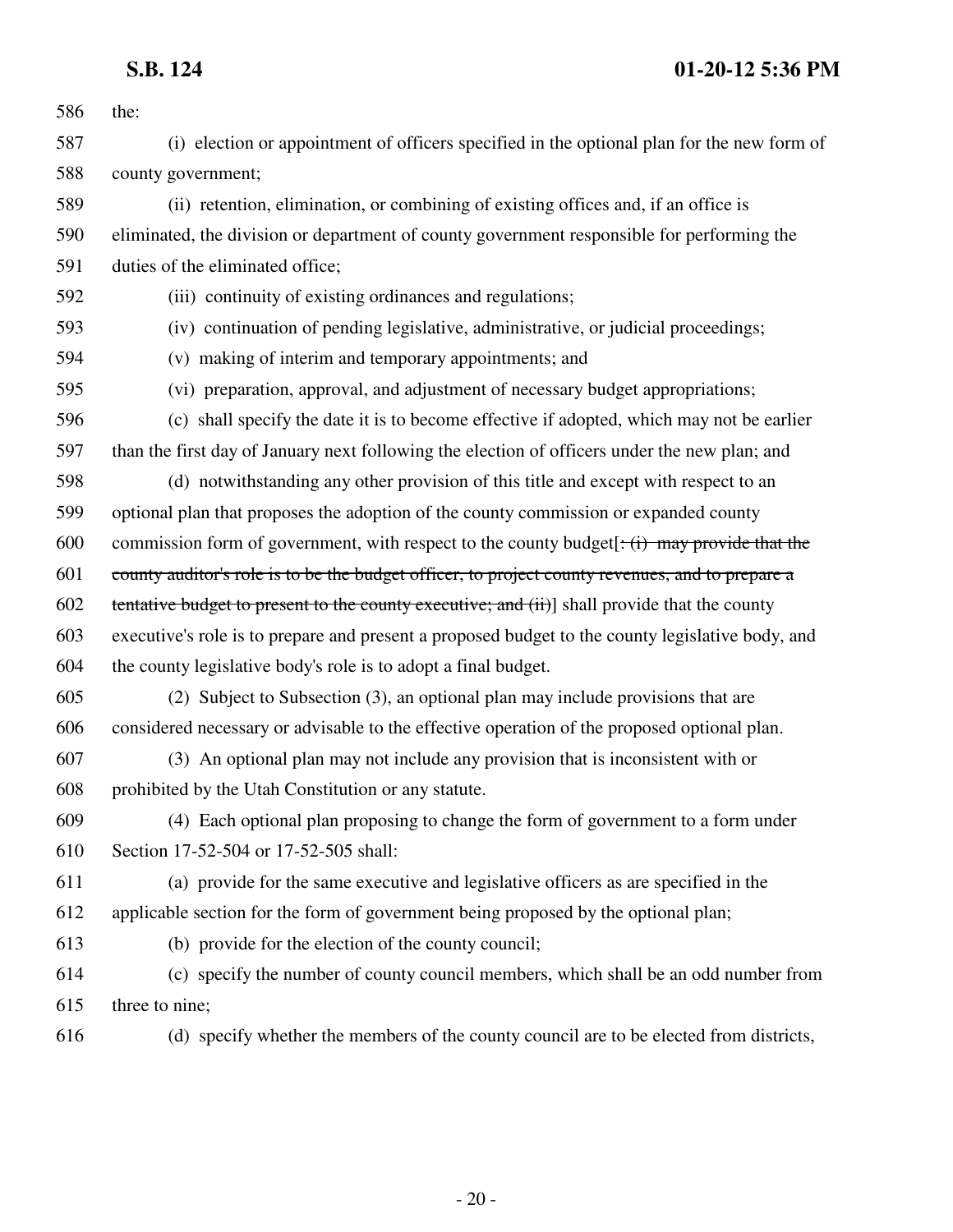586 the:

587 (i) election or appointment of officers specified in the optional plan for the new form of
588 county government;

589 (ii) retention, elimination, or combining of existing offices and, if an office is
590 eliminated, the division or department of county government responsible for performing the
591 duties of the eliminated office;

592 (iii) continuity of existing ordinances and regulations;

593 (iv) continuation of pending legislative, administrative, or judicial proceedings;

594 (v) making of interim and temporary appointments; and

595 (vi) preparation, approval, and adjustment of necessary budget appropriations;

596 (c) shall specify the date it is to become effective if adopted, which may not be earlier
597 than the first day of January next following the election of officers under the new plan; and

598 (d) notwithstanding any other provision of this title and except with respect to an
599 optional plan that proposes the adoption of the county commission or expanded county
600 commission form of government, with respect to the county budget[~~: (i) may provide that the~~
601 ~~county auditor's role is to be the budget officer, to project county revenues, and to prepare a~~
602 ~~tentative budget to present to the county executive; and (ii)~~] shall provide that the county
603 executive's role is to prepare and present a proposed budget to the county legislative body, and
604 the county legislative body's role is to adopt a final budget.

605 (2) Subject to Subsection (3), an optional plan may include provisions that are
606 considered necessary or advisable to the effective operation of the proposed optional plan.

607 (3) An optional plan may not include any provision that is inconsistent with or
608 prohibited by the Utah Constitution or any statute.

609 (4) Each optional plan proposing to change the form of government to a form under
610 Section 17-52-504 or 17-52-505 shall:

611 (a) provide for the same executive and legislative officers as are specified in the
612 applicable section for the form of government being proposed by the optional plan;

613 (b) provide for the election of the county council;

614 (c) specify the number of county council members, which shall be an odd number from
615 three to nine;

616 (d) specify whether the members of the county council are to be elected from districts,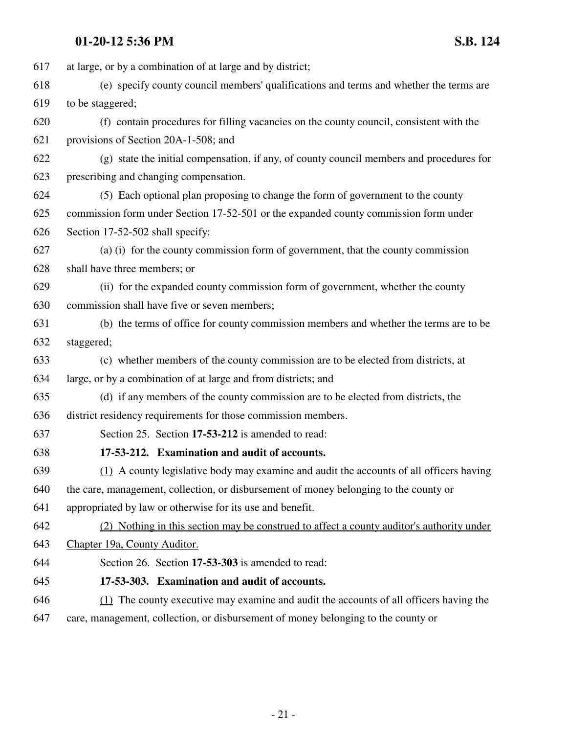617 at large, or by a combination of at large and by district;

618 (e) specify county council members' qualifications and terms and whether the terms are

619 to be staggered;

620 (f) contain procedures for filling vacancies on the county council, consistent with the

621 provisions of Section 20A-1-508; and

622 (g) state the initial compensation, if any, of county council members and procedures for

623 prescribing and changing compensation.

624 (5) Each optional plan proposing to change the form of government to the county

625 commission form under Section 17-52-501 or the expanded county commission form under

626 Section 17-52-502 shall specify:

627 (a) (i) for the county commission form of government, that the county commission

628 shall have three members; or

629 (ii) for the expanded county commission form of government, whether the county

630 commission shall have five or seven members;

631 (b) the terms of office for county commission members and whether the terms are to be

632 staggered;

633 (c) whether members of the county commission are to be elected from districts, at

634 large, or by a combination of at large and from districts; and

635 (d) if any members of the county commission are to be elected from districts, the

636 district residency requirements for those commission members.

637 Section 25. Section **17-53-212** is amended to read:

638 **17-53-212. Examination and audit of accounts.**

639 <u>(1)</u> A county legislative body may examine and audit the accounts of all officers having

640 the care, management, collection, or disbursement of money belonging to the county or

641 appropriated by law or otherwise for its use and benefit.

642 <u>(2) Nothing in this section may be construed to affect a county auditor's authority under</u>

643 <u>Chapter 19a, County Auditor.</u>

644 Section 26. Section **17-53-303** is amended to read:

645 **17-53-303. Examination and audit of accounts.**

646 <u>(1)</u> The county executive may examine and audit the accounts of all officers having the

647 care, management, collection, or disbursement of money belonging to the county or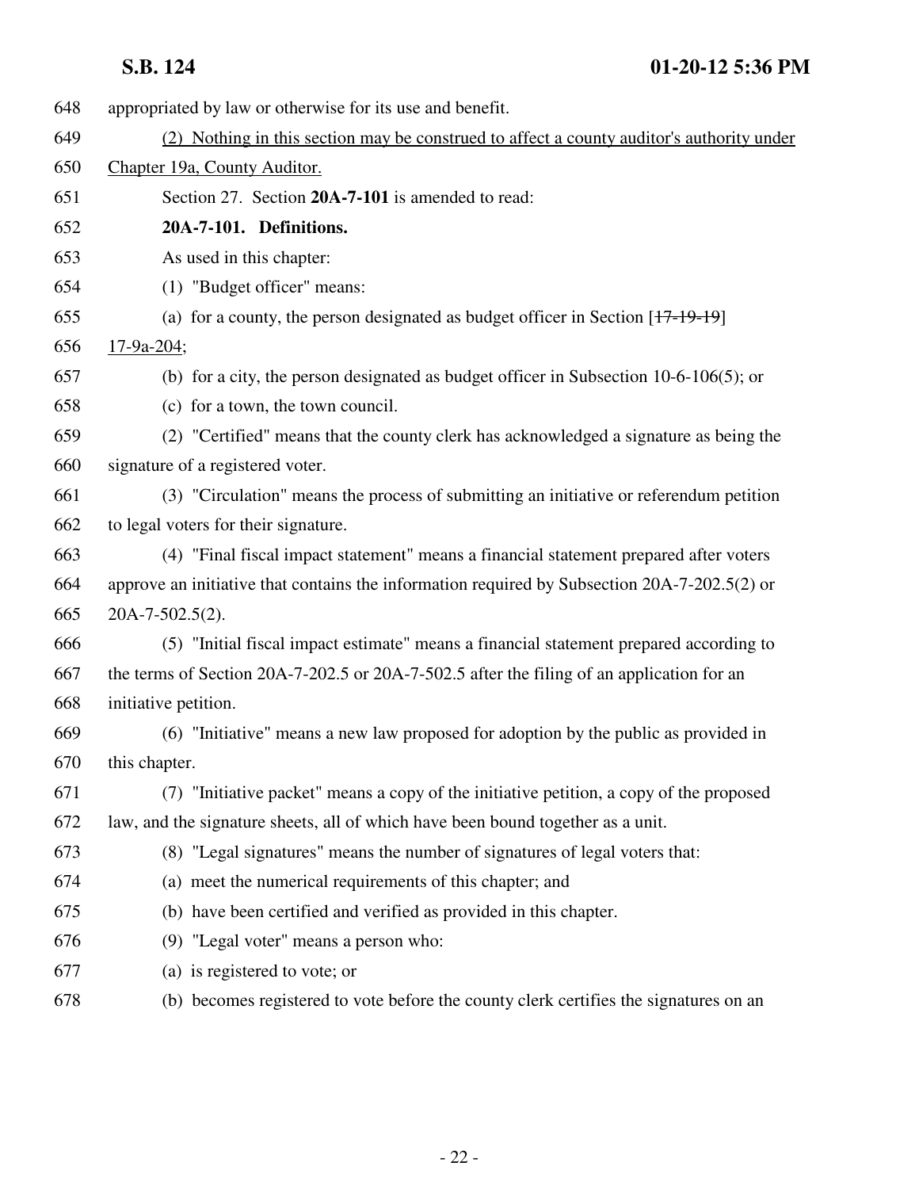appropriated by law or otherwise for its use and benefit.

(2) Nothing in this section may be construed to affect a county auditor's authority under Chapter 19a, County Auditor.

Section 27. Section **20A-7-101** is amended to read:

**20A-7-101. Definitions.**

As used in this chapter:

(1) "Budget officer" means:

(a) for a county, the person designated as budget officer in Section [~~17-19-19~~] 17-9a-204;

(b) for a city, the person designated as budget officer in Subsection 10-6-106(5); or

(c) for a town, the town council.

(2) "Certified" means that the county clerk has acknowledged a signature as being the signature of a registered voter.

(3) "Circulation" means the process of submitting an initiative or referendum petition to legal voters for their signature.

(4) "Final fiscal impact statement" means a financial statement prepared after voters approve an initiative that contains the information required by Subsection 20A-7-202.5(2) or 20A-7-502.5(2).

(5) "Initial fiscal impact estimate" means a financial statement prepared according to the terms of Section 20A-7-202.5 or 20A-7-502.5 after the filing of an application for an initiative petition.

(6) "Initiative" means a new law proposed for adoption by the public as provided in this chapter.

(7) "Initiative packet" means a copy of the initiative petition, a copy of the proposed law, and the signature sheets, all of which have been bound together as a unit.

(8) "Legal signatures" means the number of signatures of legal voters that:

(a) meet the numerical requirements of this chapter; and

(b) have been certified and verified as provided in this chapter.

(9) "Legal voter" means a person who:

(a) is registered to vote; or

(b) becomes registered to vote before the county clerk certifies the signatures on an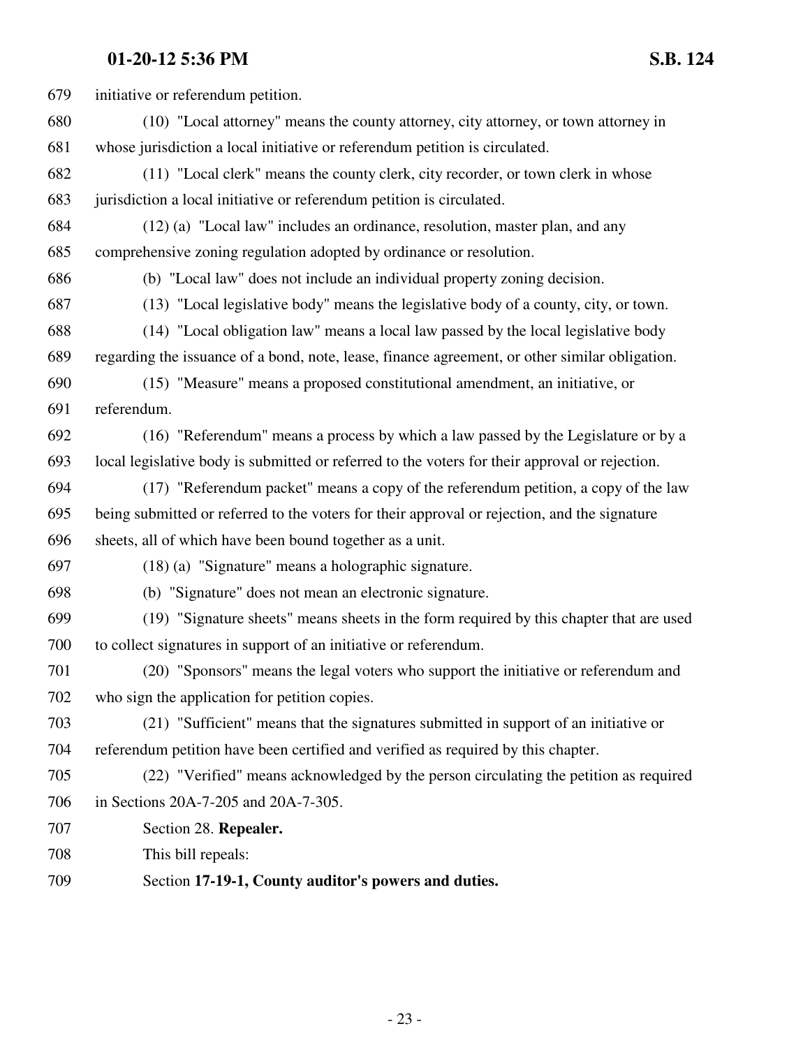initiative or referendum petition.

(10) "Local attorney" means the county attorney, city attorney, or town attorney in whose jurisdiction a local initiative or referendum petition is circulated.

(11) "Local clerk" means the county clerk, city recorder, or town clerk in whose jurisdiction a local initiative or referendum petition is circulated.

(12) (a) "Local law" includes an ordinance, resolution, master plan, and any comprehensive zoning regulation adopted by ordinance or resolution.

(b) "Local law" does not include an individual property zoning decision.

(13) "Local legislative body" means the legislative body of a county, city, or town.

(14) "Local obligation law" means a local law passed by the local legislative body regarding the issuance of a bond, note, lease, finance agreement, or other similar obligation.

(15) "Measure" means a proposed constitutional amendment, an initiative, or referendum.

(16) "Referendum" means a process by which a law passed by the Legislature or by a local legislative body is submitted or referred to the voters for their approval or rejection.

(17) "Referendum packet" means a copy of the referendum petition, a copy of the law being submitted or referred to the voters for their approval or rejection, and the signature sheets, all of which have been bound together as a unit.

(18) (a) "Signature" means a holographic signature.

(b) "Signature" does not mean an electronic signature.

(19) "Signature sheets" means sheets in the form required by this chapter that are used to collect signatures in support of an initiative or referendum.

(20) "Sponsors" means the legal voters who support the initiative or referendum and who sign the application for petition copies.

(21) "Sufficient" means that the signatures submitted in support of an initiative or referendum petition have been certified and verified as required by this chapter.

(22) "Verified" means acknowledged by the person circulating the petition as required in Sections 20A-7-205 and 20A-7-305.

Section 28. **Repealer.**

This bill repeals:

Section **17-19-1, County auditor's powers and duties.**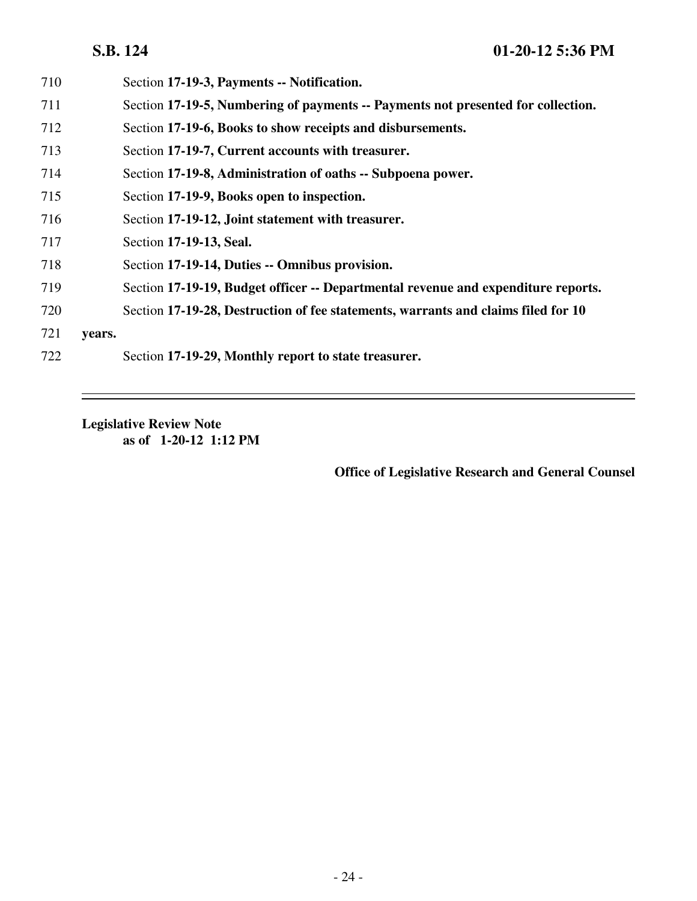710 Section **17-19-3, Payments -- Notification.**

711 Section **17-19-5, Numbering of payments -- Payments not presented for collection.**

712 Section **17-19-6, Books to show receipts and disbursements.**

713 Section **17-19-7, Current accounts with treasurer.**

714 Section **17-19-8, Administration of oaths -- Subpoena power.**

715 Section **17-19-9, Books open to inspection.**

716 Section **17-19-12, Joint statement with treasurer.**

717 Section **17-19-13, Seal.**

718 Section **17-19-14, Duties -- Omnibus provision.**

719 Section **17-19-19, Budget officer -- Departmental revenue and expenditure reports.**

720 Section **17-19-28, Destruction of fee statements, warrants and claims filed for 10**

721 **years.**

722 Section **17-19-29, Monthly report to state treasurer.**

---

**Legislative Review Note**
**as of 1-20-12 1:12 PM**

**Office of Legislative Research and General Counsel**